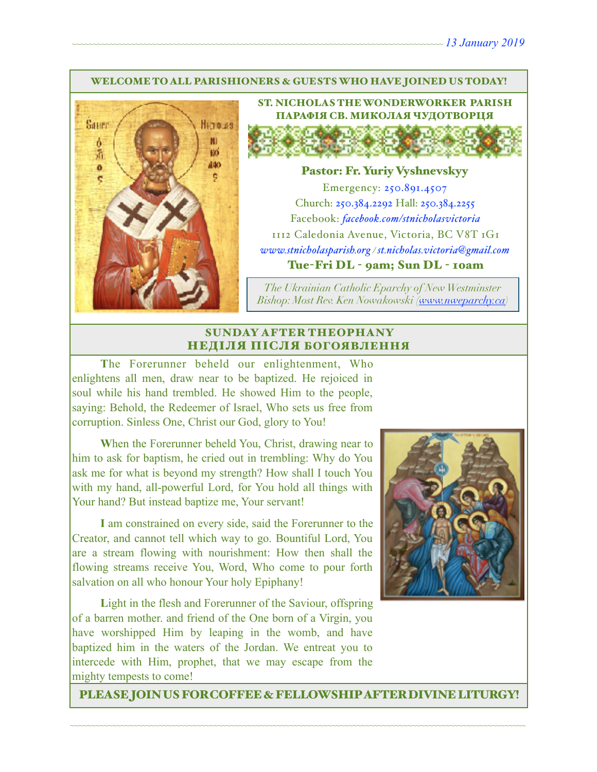13 January 2019

**WELCOME TO ALL PARISHIONERS & GUESTS WHO HAVE JOINED US TODAY!**

## ST. NICHOLAS THE WONDERWORKER PARISH
## ПАРАФІЯ СВ. МИКОЛАЯ ЧУДОТВОРЦЯ

**Pastor: Fr. Yuriy Vyshnevskyy**

Emergency: 250.891.4507
Church: 250.384.2292 Hall: 250.384.2255
Facebook: *facebook.com/stnicholasvictoria*
1112 Caledonia Avenue, Victoria, BC V8T 1G1
*www.stnicholasparish.org / st.nicholas.victoria@gmail.com*

**Tue-Fri DL - 9am; Sun DL - 10am**

*The Ukrainian Catholic Eparchy of New Westminster*
*Bishop: Most Rev. Ken Nowakowski (www.nweparchy.ca)*

## SUNDAY AFTER THEOPHANY
## НЕДІЛЯ ПІСЛЯ БОГОЯВЛЕННЯ

**T**he Forerunner beheld our enlightenment, Who enlightens all men, draw near to be baptized. He rejoiced in soul while his hand trembled. He showed Him to the people, saying: Behold, the Redeemer of Israel, Who sets us free from corruption. Sinless One, Christ our God, glory to You!

**W**hen the Forerunner beheld You, Christ, drawing near to him to ask for baptism, he cried out in trembling: Why do You ask me for what is beyond my strength? How shall I touch You with my hand, all-powerful Lord, for You hold all things with Your hand? But instead baptize me, Your servant!

**I** am constrained on every side, said the Forerunner to the Creator, and cannot tell which way to go. Bountiful Lord, You are a stream flowing with nourishment: How then shall the flowing streams receive You, Word, Who come to pour forth salvation on all who honour Your holy Epiphany!

**L**ight in the flesh and Forerunner of the Saviour, offspring of a barren mother. and friend of the One born of a Virgin, you have worshipped Him by leaping in the womb, and have baptized him in the waters of the Jordan. We entreat you to intercede with Him, prophet, that we may escape from the mighty tempests to come!

**PLEASE JOIN US FOR COFFEE & FELLOWSHIP AFTER DIVINE LITURGY!**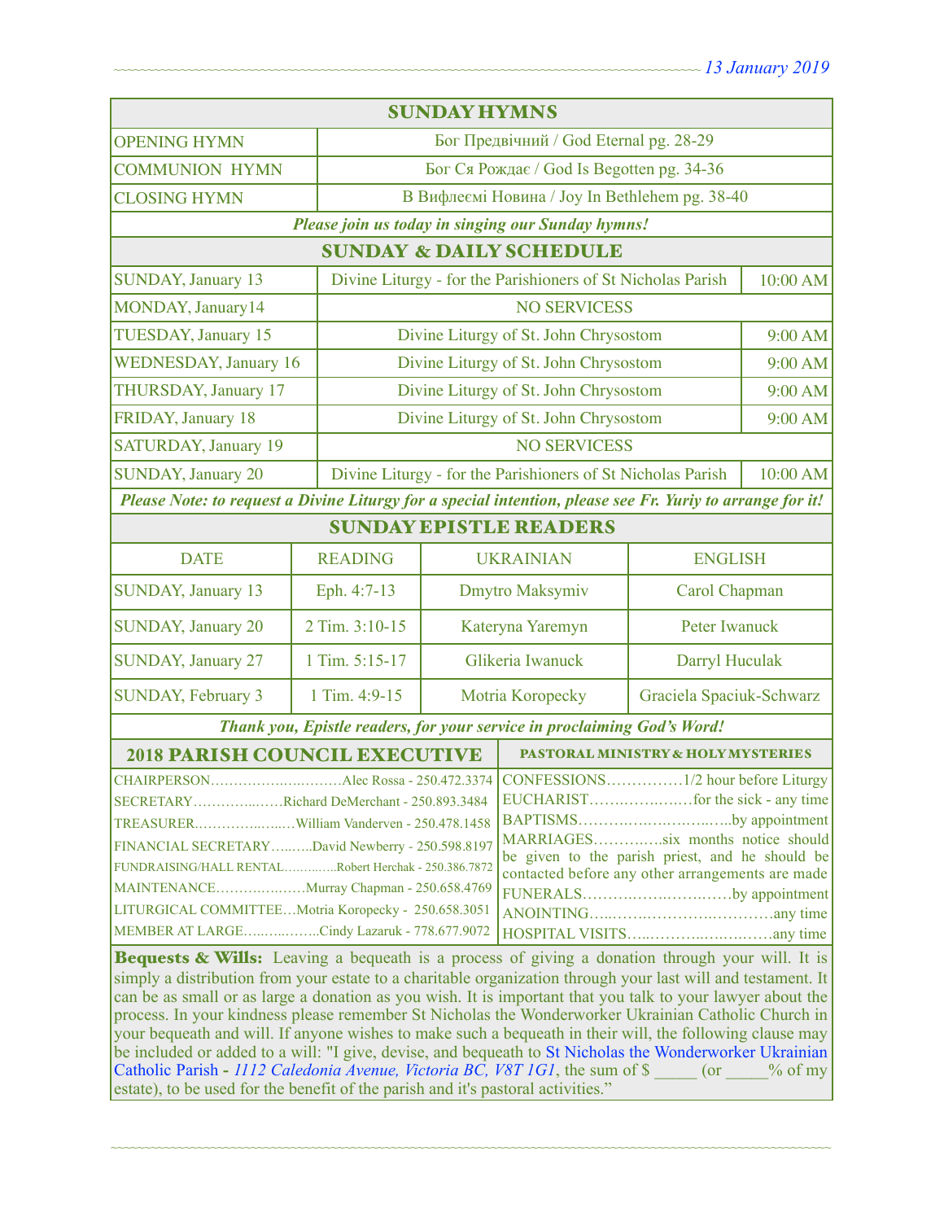*13 January 2019*

| SUNDAY HYMNS | |
|---|---|
| OPENING HYMN | Бог Предвічний / God Eternal pg. 28-29 |
| COMMUNION HYMN | Бог Ся Рождає / God Is Begotten pg. 34-36 |
| CLOSING HYMN | В Вифлеємі Новина / Joy In Bethlehem pg. 38-40 |

***Please join us today in singing our Sunday hymns!***

| SUNDAY & DAILY SCHEDULE | | |
|---|---|---|
| SUNDAY, January 13 | Divine Liturgy - for the Parishioners of St Nicholas Parish | 10:00 AM |
| MONDAY, January14 | NO SERVICESS | |
| TUESDAY, January 15 | Divine Liturgy of St. John Chrysostom | 9:00 AM |
| WEDNESDAY, January 16 | Divine Liturgy of St. John Chrysostom | 9:00 AM |
| THURSDAY, January 17 | Divine Liturgy of St. John Chrysostom | 9:00 AM |
| FRIDAY, January 18 | Divine Liturgy of St. John Chrysostom | 9:00 AM |
| SATURDAY, January 19 | NO SERVICESS | |
| SUNDAY, January 20 | Divine Liturgy - for the Parishioners of St Nicholas Parish | 10:00 AM |

***Please Note: to request a Divine Liturgy for a special intention, please see Fr. Yuriy to arrange for it!***

## SUNDAY EPISTLE READERS

| DATE | READING | UKRAINIAN | ENGLISH |
|---|---|---|---|
| SUNDAY, January 13 | Eph. 4:7-13 | Dmytro Maksymiv | Carol Chapman |
| SUNDAY, January 20 | 2 Tim. 3:10-15 | Kateryna Yaremyn | Peter Iwanuck |
| SUNDAY, January 27 | 1 Tim. 5:15-17 | Glikeria Iwanuck | Darryl Huculak |
| SUNDAY, February 3 | 1 Tim. 4:9-15 | Motria Koropecky | Graciela Spaciuk-Schwarz |

***Thank you, Epistle readers, for your service in proclaiming God's Word!***

## 2018 PARISH COUNCIL EXECUTIVE

- CHAIRPERSON……………………Alec Rossa - 250.472.3374
- SECRETARY……………Richard DeMerchant - 250.893.3484
- TREASURER……………William Vanderven - 250.478.1458
- FINANCIAL SECRETARY……David Newberry - 250.598.8197
- FUNDRAISING/HALL RENTAL…………Robert Herchak - 250.386.7872
- MAINTENANCE………………Murray Chapman - 250.658.4769
- LITURGICAL COMMITTEE…Motria Koropecky - 250.658.3051
- MEMBER AT LARGE……………Cindy Lazaruk - 778.677.9072

## PASTORAL MINISTRY & HOLY MYSTERIES

- CONFESSIONS……………1/2 hour before Liturgy
- EUCHARIST………………for the sick - any time
- BAPTISMS…………………………by appointment
- MARRIAGES…………six months notice should be given to the parish priest, and he should be contacted before any other arrangements are made
- FUNERALS…………………………by appointment
- ANOINTING……………………………any time
- HOSPITAL VISITS…………………………any time

**Bequests & Wills:** Leaving a bequeath is a process of giving a donation through your will. It is simply a distribution from your estate to a charitable organization through your last will and testament. It can be as small or as large a donation as you wish. It is important that you talk to your lawyer about the process. In your kindness please remember St Nicholas the Wonderworker Ukrainian Catholic Church in your bequeath and will. If anyone wishes to make such a bequeath in their will, the following clause may be included or added to a will: "I give, devise, and bequeath to St Nicholas the Wonderworker Ukrainian Catholic Parish - *1112 Caledonia Avenue, Victoria BC, V8T 1G1*, the sum of $ _____ (or _____% of my estate), to be used for the benefit of the parish and it's pastoral activities."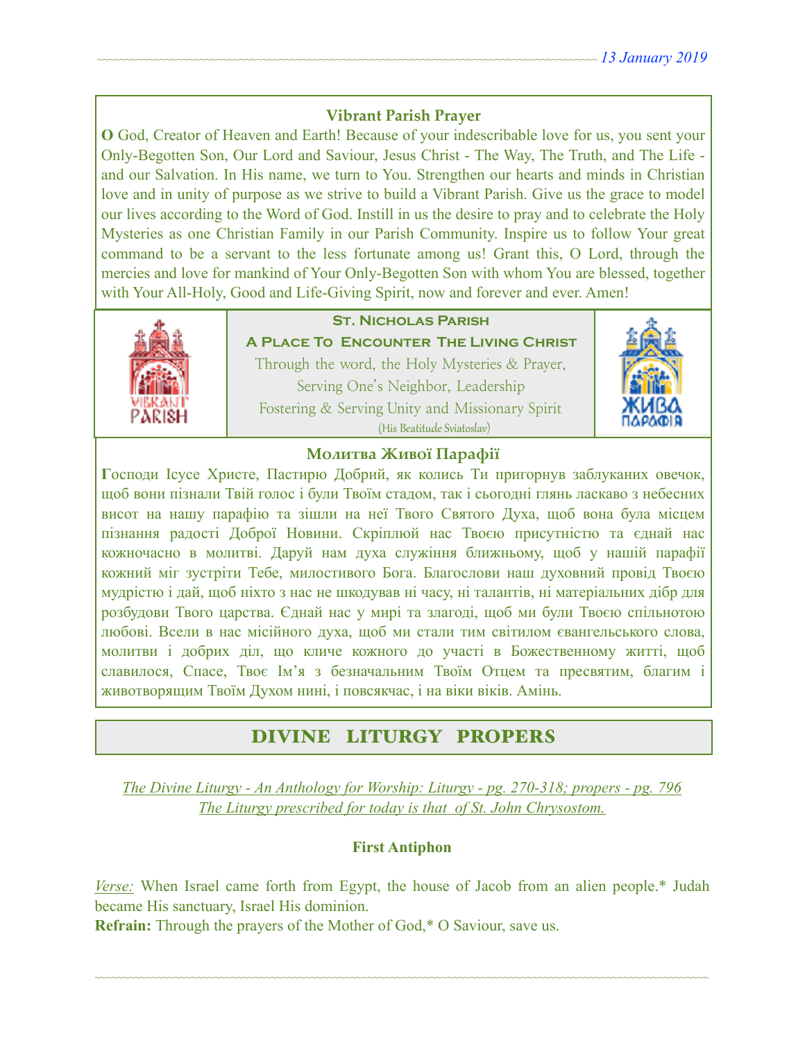### Vibrant Parish Prayer

**O** God, Creator of Heaven and Earth! Because of your indescribable love for us, you sent your Only-Begotten Son, Our Lord and Saviour, Jesus Christ - The Way, The Truth, and The Life - and our Salvation. In His name, we turn to You. Strengthen our hearts and minds in Christian love and in unity of purpose as we strive to build a Vibrant Parish. Give us the grace to model our lives according to the Word of God. Instill in us the desire to pray and to celebrate the Holy Mysteries as one Christian Family in our Parish Community. Inspire us to follow Your great command to be a servant to the less fortunate among us! Grant this, O Lord, through the mercies and love for mankind of Your Only-Begotten Son with whom You are blessed, together with Your All-Holy, Good and Life-Giving Spirit, now and forever and ever. Amen!

**St. Nicholas Parish**

**A Place To Encounter The Living Christ**

Through the word, the Holy Mysteries & Prayer,
Serving One's Neighbor, Leadership
Fostering & Serving Unity and Missionary Spirit
(His Beatitude Sviatoslav)

### Молитва Живої Парафії

**Г**осподи Ісусе Христе, Пастирю Добрий, як колись Ти пригорнув заблуканих овечок, щоб вони пізнали Твій голос і були Твоїм стадом, так і сьогодні глянь ласкаво з небесних висот на нашу парафію та зішли на неї Твого Святого Духа, щоб вона була місцем пізнання радості Доброї Новини. Скріплюй нас Твоєю присутністю та єднай нас кожночасно в молитві. Даруй нам духа служіння ближньому, щоб у нашій парафії кожний міг зустріти Тебе, милостивого Бога. Благослови наш духовний провід Твоєю мудрістю і дай, щоб ніхто з нас не шкодував ні часу, ні талантів, ні матеріальних дібр для розбудови Твого царства. Єднай нас у мирі та злагоді, щоб ми були Твоєю спільнотою любові. Всели в нас місійного духа, щоб ми стали тим світилом євангельського слова, молитви і добрих діл, що кличе кожного до участі в Божественному житті, щоб славилося, Спасе, Твоє Ім'я з безначальним Твоїм Отцем та пресвятим, благим і животворящим Твоїм Духом нині, і повсякчас, і на віки віків. Амінь.

## DIVINE LITURGY PROPERS

*The Divine Liturgy - An Anthology for Worship: Liturgy - pg. 270-318; propers - pg. 796*
*The Liturgy prescribed for today is that of St. John Chrysostom.*

**First Antiphon**

*Verse:* When Israel came forth from Egypt, the house of Jacob from an alien people.* Judah became His sanctuary, Israel His dominion.
**Refrain:** Through the prayers of the Mother of God,* O Saviour, save us.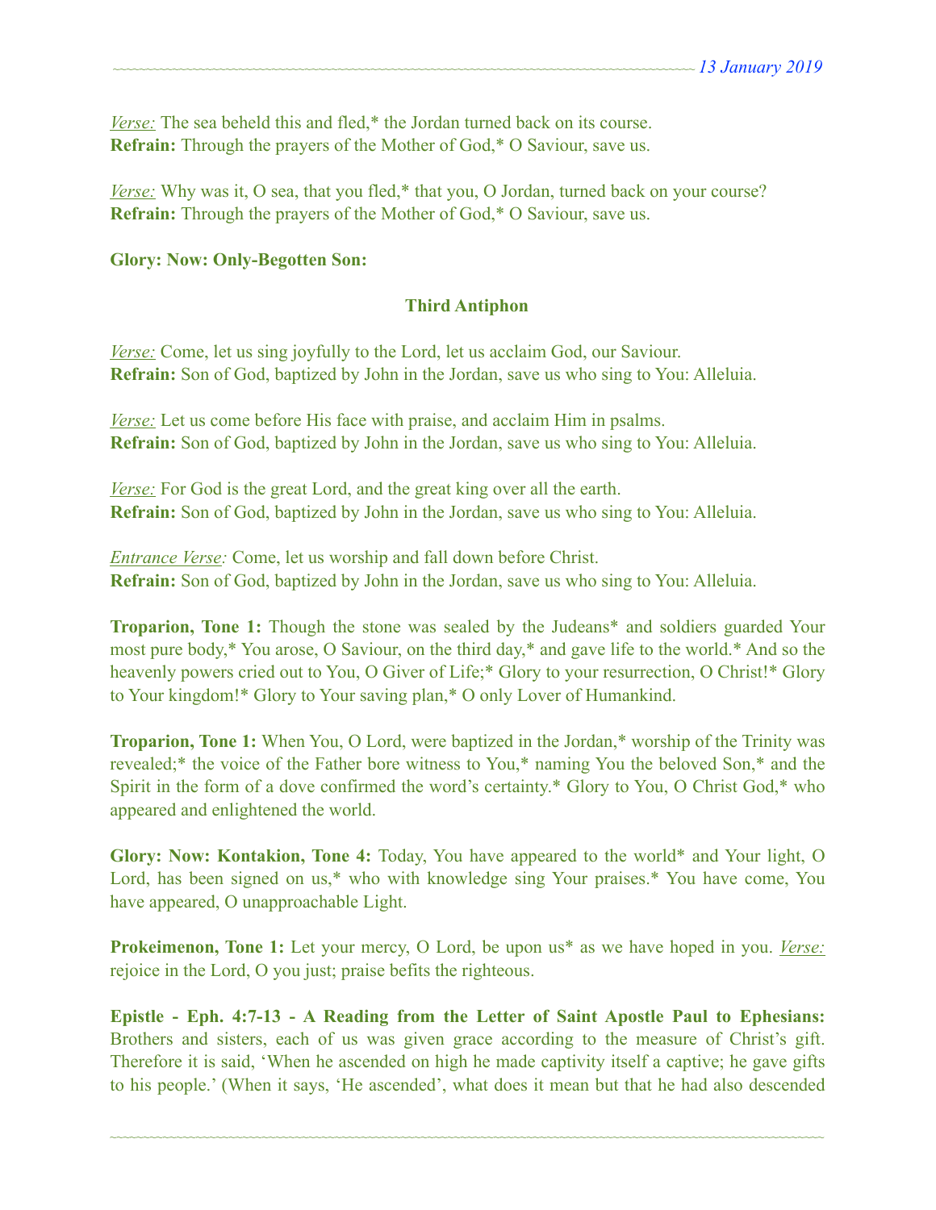*Verse:* The sea beheld this and fled,* the Jordan turned back on its course.
**Refrain:** Through the prayers of the Mother of God,* O Saviour, save us.

*Verse:* Why was it, O sea, that you fled,* that you, O Jordan, turned back on your course?
**Refrain:** Through the prayers of the Mother of God,* O Saviour, save us.

**Glory: Now: Only-Begotten Son:**

**Third Antiphon**

*Verse:* Come, let us sing joyfully to the Lord, let us acclaim God, our Saviour.
**Refrain:** Son of God, baptized by John in the Jordan, save us who sing to You: Alleluia.

*Verse:* Let us come before His face with praise, and acclaim Him in psalms.
**Refrain:** Son of God, baptized by John in the Jordan, save us who sing to You: Alleluia.

*Verse:* For God is the great Lord, and the great king over all the earth.
**Refrain:** Son of God, baptized by John in the Jordan, save us who sing to You: Alleluia.

*Entrance Verse:* Come, let us worship and fall down before Christ.
**Refrain:** Son of God, baptized by John in the Jordan, save us who sing to You: Alleluia.

**Troparion, Tone 1:** Though the stone was sealed by the Judeans* and soldiers guarded Your most pure body,* You arose, O Saviour, on the third day,* and gave life to the world.* And so the heavenly powers cried out to You, O Giver of Life;* Glory to your resurrection, O Christ!* Glory to Your kingdom!* Glory to Your saving plan,* O only Lover of Humankind.

**Troparion, Tone 1:** When You, O Lord, were baptized in the Jordan,* worship of the Trinity was revealed;* the voice of the Father bore witness to You,* naming You the beloved Son,* and the Spirit in the form of a dove confirmed the word's certainty.* Glory to You, O Christ God,* who appeared and enlightened the world.

**Glory: Now: Kontakion, Tone 4:** Today, You have appeared to the world* and Your light, O Lord, has been signed on us,* who with knowledge sing Your praises.* You have come, You have appeared, O unapproachable Light.

**Prokeimenon, Tone 1:** Let your mercy, O Lord, be upon us* as we have hoped in you. *Verse:* rejoice in the Lord, O you just; praise befits the righteous.

**Epistle - Eph. 4:7-13 - A Reading from the Letter of Saint Apostle Paul to Ephesians:** Brothers and sisters, each of us was given grace according to the measure of Christ's gift. Therefore it is said, 'When he ascended on high he made captivity itself a captive; he gave gifts to his people.' (When it says, 'He ascended', what does it mean but that he had also descended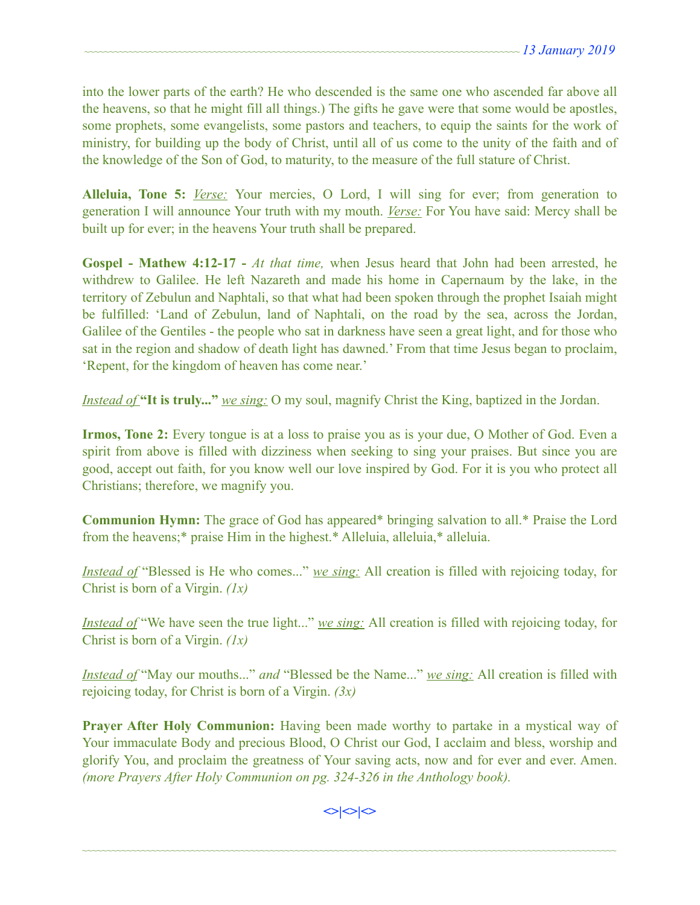into the lower parts of the earth? He who descended is the same one who ascended far above all the heavens, so that he might fill all things.) The gifts he gave were that some would be apostles, some prophets, some evangelists, some pastors and teachers, to equip the saints for the work of ministry, for building up the body of Christ, until all of us come to the unity of the faith and of the knowledge of the Son of God, to maturity, to the measure of the full stature of Christ.

**Alleluia, Tone 5:** *Verse:* Your mercies, O Lord, I will sing for ever; from generation to generation I will announce Your truth with my mouth. *Verse:* For You have said: Mercy shall be built up for ever; in the heavens Your truth shall be prepared.

**Gospel - Mathew 4:12-17 -** *At that time,* when Jesus heard that John had been arrested, he withdrew to Galilee. He left Nazareth and made his home in Capernaum by the lake, in the territory of Zebulun and Naphtali, so that what had been spoken through the prophet Isaiah might be fulfilled: 'Land of Zebulun, land of Naphtali, on the road by the sea, across the Jordan, Galilee of the Gentiles - the people who sat in darkness have seen a great light, and for those who sat in the region and shadow of death light has dawned.' From that time Jesus began to proclaim, 'Repent, for the kingdom of heaven has come near.'

*Instead of* **"It is truly..."** *we sing:* O my soul, magnify Christ the King, baptized in the Jordan.

**Irmos, Tone 2:** Every tongue is at a loss to praise you as is your due, O Mother of God. Even a spirit from above is filled with dizziness when seeking to sing your praises. But since you are good, accept out faith, for you know well our love inspired by God. For it is you who protect all Christians; therefore, we magnify you.

**Communion Hymn:** The grace of God has appeared* bringing salvation to all.* Praise the Lord from the heavens;* praise Him in the highest.* Alleluia, alleluia,* alleluia.

*Instead of* "Blessed is He who comes..." *we sing:* All creation is filled with rejoicing today, for Christ is born of a Virgin. *(1x)*

*Instead of* "We have seen the true light..." *we sing:* All creation is filled with rejoicing today, for Christ is born of a Virgin. *(1x)*

*Instead of* "May our mouths..." *and* "Blessed be the Name..." *we sing:* All creation is filled with rejoicing today, for Christ is born of a Virgin. *(3x)*

**Prayer After Holy Communion:** Having been made worthy to partake in a mystical way of Your immaculate Body and precious Blood, O Christ our God, I acclaim and bless, worship and glorify You, and proclaim the greatness of Your saving acts, now and for ever and ever. Amen. *(more Prayers After Holy Communion on pg. 324-326 in the Anthology book).*

<>|<>|<>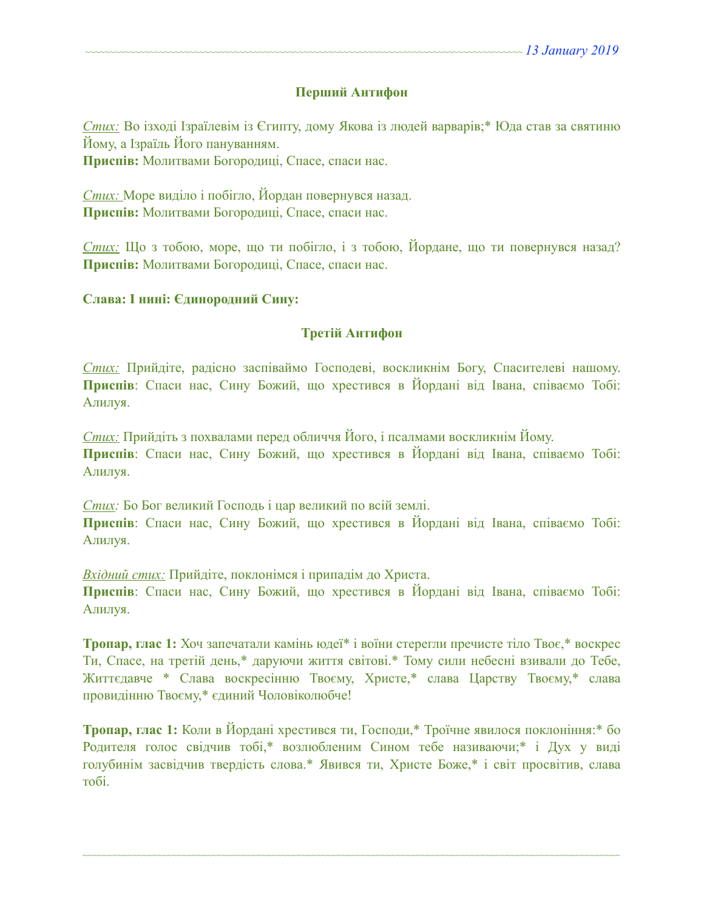**Перший Антифон**

*Стих:* Во ізході Ізраїлевім із Єгипту, дому Якова із людей варварів;* Юда став за святиню Йому, а Ізраїль Його пануванням.
**Приспів:** Молитвами Богородиці, Спасе, спаси нас.

*Стих:* Море виділо і побігло, Йордан повернувся назад.
**Приспів:** Молитвами Богородиці, Спасе, спаси нас.

*Стих:* Що з тобою, море, що ти побігло, і з тобою, Йордане, що ти повернувся назад?
**Приспів:** Молитвами Богородиці, Спасе, спаси нас.

**Слава: І нині: Єдинородний Сину:**

**Третій Антифон**

*Стих:* Прийдіте, радісно заспіваймо Господеві, воскликнім Богу, Спасителеві нашому.
**Приспів**: Спаси нас, Сину Божий, що хрестився в Йордані від Івана, співаємо Тобі: Алилуя.

*Стих:* Прийдіть з похвалами перед обличчя Його, і псалмами воскликнім Йому.
**Приспів**: Спаси нас, Сину Божий, що хрестився в Йордані від Івана, співаємо Тобі: Алилуя.

*Стих:* Бо Бог великий Господь і цар великий по всій землі.
**Приспів**: Спаси нас, Сину Божий, що хрестився в Йордані від Івана, співаємо Тобі: Алилуя.

*Вхідний стих:* Прийдіте, поклонімся і припадім до Христа.
**Приспів**: Спаси нас, Сину Божий, що хрестився в Йордані від Івана, співаємо Тобі: Алилуя.

**Тропар, глас 1:** Хоч запечатали камінь юдеї* і воїни стерегли пречисте тіло Твоє,* воскрес Ти, Спасе, на третій день,* даруючи життя світові.* Тому сили небесні взивали до Тебе, Життєдавче * Слава воскресінню Твоєму, Христе,* слава Царству Твоєму,* слава провидінню Твоєму,* єдиний Чоловіколюбче!

**Тропар, глас 1:** Коли в Йордані хрестився ти, Господи,* Троїчне явилося поклоніння:* бо Родителя голос свідчив тобі,* возлюбленим Сином тебе називаючи;* і Дух у виді голубинім засвідчив твердість слова.* Явився ти, Христе Боже,* і світ просвітив, слава тобі.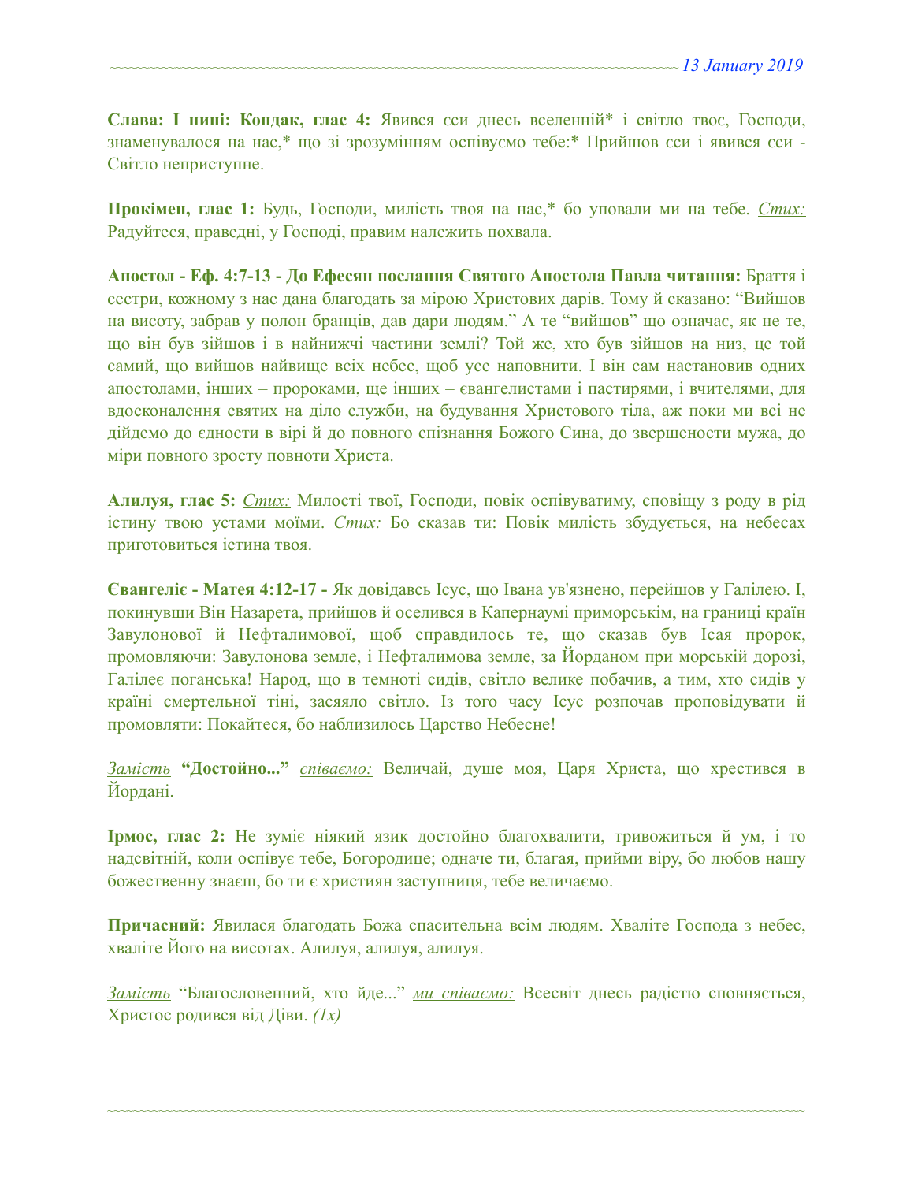**Слава: І нині: Кондак, глас 4:** Явився єси днесь вселенній* і світло твоє, Господи, знаменувалося на нас,* що зі зрозумінням оспівуємо тебе:* Прийшов єси і явився єси - Світло неприступне.

**Прокімен, глас 1:** Будь, Господи, милість твоя на нас,* бо уповали ми на тебе. *Стих:* Радуйтеся, праведні, у Господі, правим належить похвала.

**Апостол - Еф. 4:7-13 - До Ефесян послання Святого Апостола Павла читання:** Браття і сестри, кожному з нас дана благодать за мірою Христових дарів. Тому й сказано: "Вийшов на висоту, забрав у полон бранців, дав дари людям." А те "вийшов" що означає, як не те, що він був зійшов і в найнижчі частини землі? Той же, хто був зійшов на низ, це той самий, що вийшов найвище всіх небес, щоб усе наповнити. І він сам настановив одних апостолами, інших – пророками, ще інших – євангелистами і пастирями, і вчителями, для вдосконалення святих на діло служби, на будування Христового тіла, аж поки ми всі не дійдемо до єдности в вірі й до повного спізнання Божого Сина, до звершености мужа, до міри повного зросту повноти Христа.

**Алилуя, глас 5:** *Стих:* Милості твої, Господи, повік оспівуватиму, сповіщу з роду в рід істину твою устами моїми. *Стих:* Бо сказав ти: Повік милість збудується, на небесах приготовиться істина твоя.

**Євангеліє - Матея 4:12-17 -** Як довідавсь Ісус, що Івана ув'язнено, перейшов у Галілею. І, покинувши Він Назарета, прийшов й оселився в Капернаумі приморськім, на границі країн Завулонової й Нефталимової, щоб справдилось те, що сказав був Ісая пророк, промовляючи: Завулонова земле, і Нефталимова земле, за Йорданом при морській дорозі, Галілеє поганська! Народ, що в темноті сидів, світло велике побачив, а тим, хто сидів у країні смертельної тіні, засяяло світло. Із того часу Ісус розпочав проповідувати й промовляти: Покайтеся, бо наблизилось Царство Небесне!

*Замість* **"Достойно..."** *співаємо:* Величай, душе моя, Царя Христа, що хрестився в Йордані.

**Ірмос, глас 2:** Не зуміє ніякий язик достойно благохвалити, тривожиться й ум, і то надсвітній, коли оспівує тебе, Богородице; одначе ти, благая, прийми віру, бо любов нашу божественну знаєш, бо ти є християн заступниця, тебе величаємо.

**Причасний:** Явилася благодать Божа спасительна всім людям. Хваліте Господа з небес, хваліте Його на висотах. Алилуя, алилуя, алилуя.

*Замість* "Благословенний, хто йде..." *ми співаємо:* Всесвіт днесь радістю сповняється, Христос родився від Діви. *(1x)*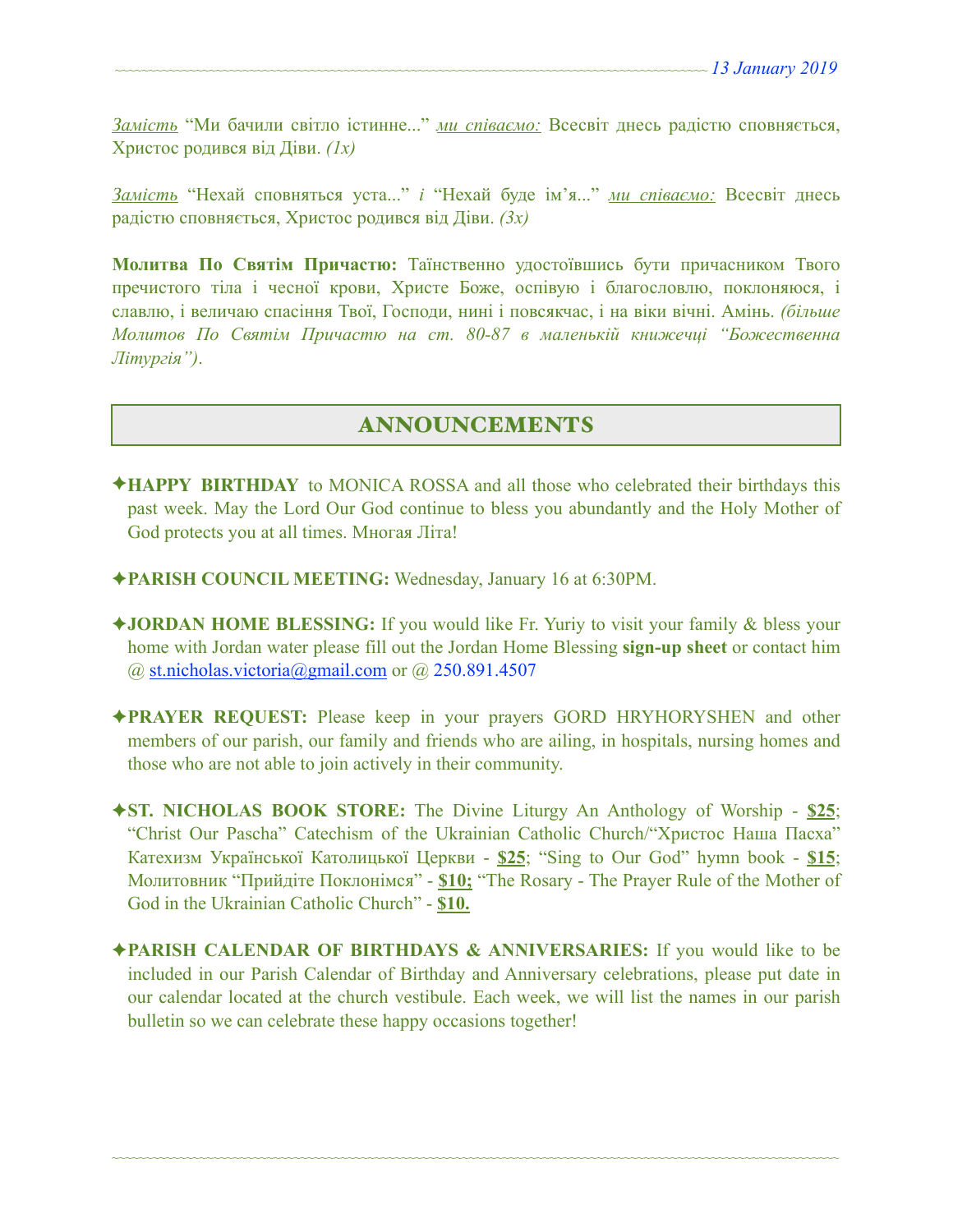*Замість* "Ми бачили світло істинне..." *ми співаємо:* Всесвіт днесь радістю сповняється, Христос родився від Діви. *(1x)*

*Замість* "Нехай сповняться уста..." *і* "Нехай буде ім'я..." *ми співаємо:* Всесвіт днесь радістю сповняється, Христос родився від Діви. *(3x)*

**Молитва По Святім Причастю:** Таїнственно удостоївшись бути причасником Твого пречистого тіла і чесної крови, Христе Боже, оспівую і благословлю, поклоняюся, і славлю, і величаю спасіння Твої, Господи, нині і повсякчас, і на віки вічні. Амінь. *(більше Молитов По Святім Причастю на ст. 80-87 в маленькій книжечці "Божественна Літургія").*

## ANNOUNCEMENTS

✦**HAPPY BIRTHDAY** to MONICA ROSSA and all those who celebrated their birthdays this past week. May the Lord Our God continue to bless you abundantly and the Holy Mother of God protects you at all times. Многая Літа!

✦**PARISH COUNCIL MEETING:** Wednesday, January 16 at 6:30PM.

✦**JORDAN HOME BLESSING:** If you would like Fr. Yuriy to visit your family & bless your home with Jordan water please fill out the Jordan Home Blessing **sign-up sheet** or contact him @ st.nicholas.victoria@gmail.com or @ 250.891.4507

✦**PRAYER REQUEST:** Please keep in your prayers GORD HRYHORYSHEN and other members of our parish, our family and friends who are ailing, in hospitals, nursing homes and those who are not able to join actively in their community.

✦**ST. NICHOLAS BOOK STORE:** The Divine Liturgy An Anthology of Worship - **$25**; "Christ Our Pascha" Catechism of the Ukrainian Catholic Church/"Христос Наша Пасха" Катехизм Української Католицької Церкви - **$25**; "Sing to Our God" hymn book - **$15**; Молитовник "Прийдіте Поклонімся" - **$10;** "The Rosary - The Prayer Rule of the Mother of God in the Ukrainian Catholic Church" - **$10.**

✦**PARISH CALENDAR OF BIRTHDAYS & ANNIVERSARIES:** If you would like to be included in our Parish Calendar of Birthday and Anniversary celebrations, please put date in our calendar located at the church vestibule. Each week, we will list the names in our parish bulletin so we can celebrate these happy occasions together!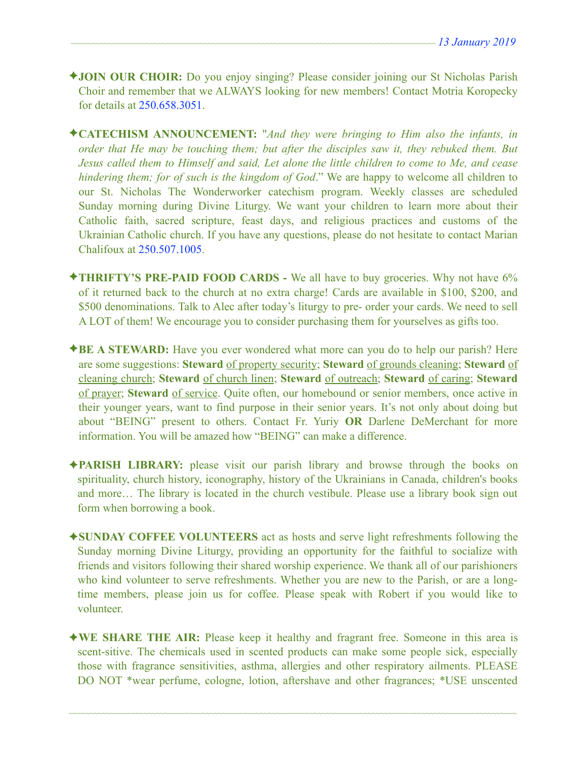✦**JOIN OUR CHOIR:** Do you enjoy singing? Please consider joining our St Nicholas Parish Choir and remember that we ALWAYS looking for new members! Contact Motria Koropecky for details at 250.658.3051.

✦**CATECHISM ANNOUNCEMENT:** "*And they were bringing to Him also the infants, in order that He may be touching them; but after the disciples saw it, they rebuked them. But Jesus called them to Himself and said, Let alone the little children to come to Me, and cease hindering them; for of such is the kingdom of God*." We are happy to welcome all children to our St. Nicholas The Wonderworker catechism program. Weekly classes are scheduled Sunday morning during Divine Liturgy. We want your children to learn more about their Catholic faith, sacred scripture, feast days, and religious practices and customs of the Ukrainian Catholic church. If you have any questions, please do not hesitate to contact Marian Chalifoux at 250.507.1005.

✦**THRIFTY'S PRE-PAID FOOD CARDS -** We all have to buy groceries. Why not have 6% of it returned back to the church at no extra charge! Cards are available in $100, $200, and $500 denominations. Talk to Alec after today's liturgy to pre- order your cards. We need to sell A LOT of them! We encourage you to consider purchasing them for yourselves as gifts too.

✦**BE A STEWARD:** Have you ever wondered what more can you do to help our parish? Here are some suggestions: **Steward** of property security; **Steward** of grounds cleaning; **Steward** of cleaning church; **Steward** of church linen; **Steward** of outreach; **Steward** of caring; **Steward** of prayer; **Steward** of service. Quite often, our homebound or senior members, once active in their younger years, want to find purpose in their senior years. It's not only about doing but about "BEING" present to others. Contact Fr. Yuriy **OR** Darlene DeMerchant for more information. You will be amazed how "BEING" can make a difference.

✦**PARISH LIBRARY:** please visit our parish library and browse through the books on spirituality, church history, iconography, history of the Ukrainians in Canada, children's books and more… The library is located in the church vestibule. Please use a library book sign out form when borrowing a book.

✦**SUNDAY COFFEE VOLUNTEERS** act as hosts and serve light refreshments following the Sunday morning Divine Liturgy, providing an opportunity for the faithful to socialize with friends and visitors following their shared worship experience. We thank all of our parishioners who kind volunteer to serve refreshments. Whether you are new to the Parish, or are a long-time members, please join us for coffee. Please speak with Robert if you would like to volunteer.

✦**WE SHARE THE AIR:** Please keep it healthy and fragrant free. Someone in this area is scent-sitive. The chemicals used in scented products can make some people sick, especially those with fragrance sensitivities, asthma, allergies and other respiratory ailments. PLEASE DO NOT *wear perfume, cologne, lotion, aftershave and other fragrances; *USE unscented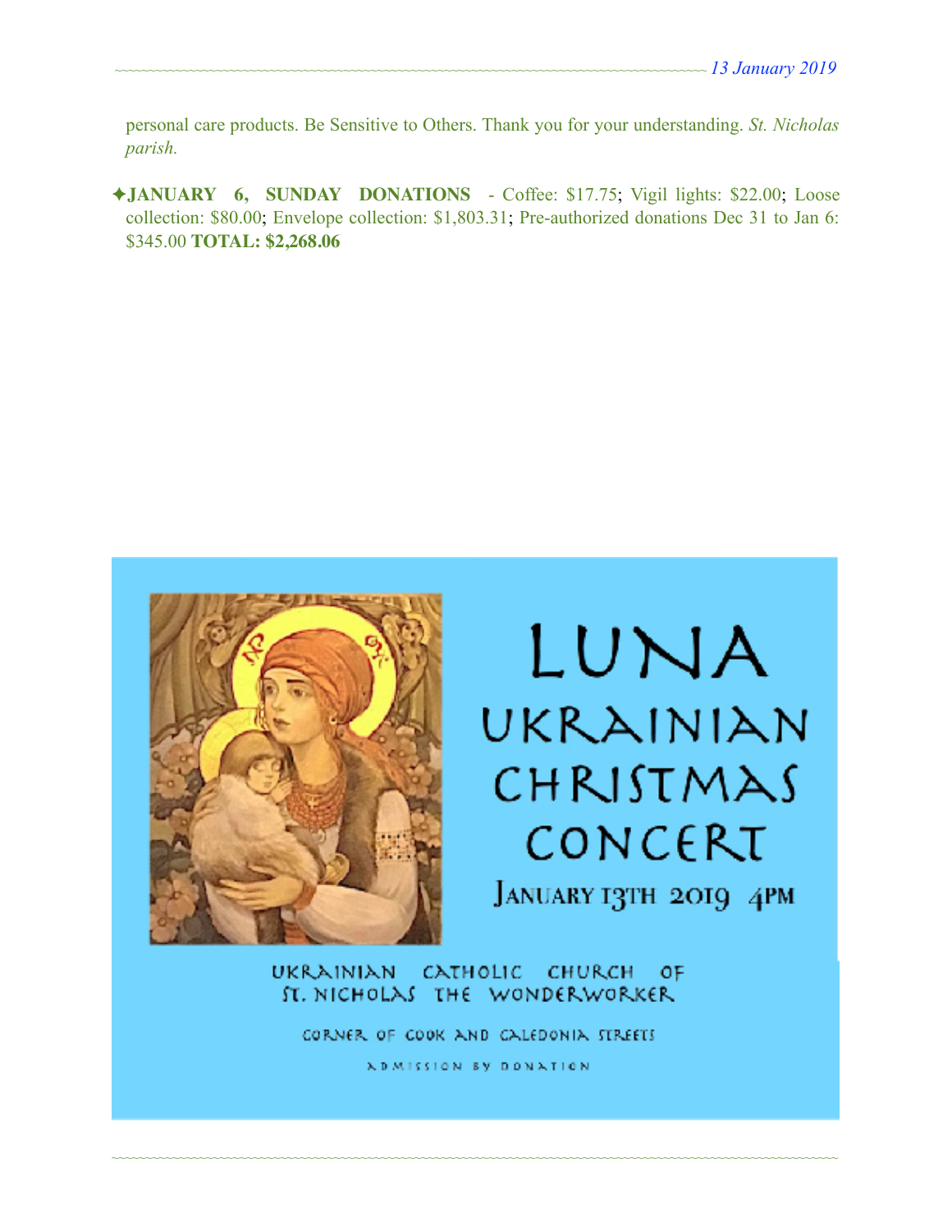personal care products. Be Sensitive to Others. Thank you for your understanding. *St. Nicholas parish.*

✦**JANUARY 6, SUNDAY DONATIONS** - Coffee: $17.75; Vigil lights: $22.00; Loose collection: $80.00; Envelope collection: $1,803.31; Pre-authorized donations Dec 31 to Jan 6: $345.00 **TOTAL: $2,268.06**

LUNA

UKRAINIAN CHRISTMAS CONCERT

JANUARY 13TH 2019 4PM

UKRAINIAN CATHOLIC CHURCH OF ST. NICHOLAS THE WONDERWORKER

CORNER OF COOK AND CALEDONIA STREETS

ADMISSION BY DONATION